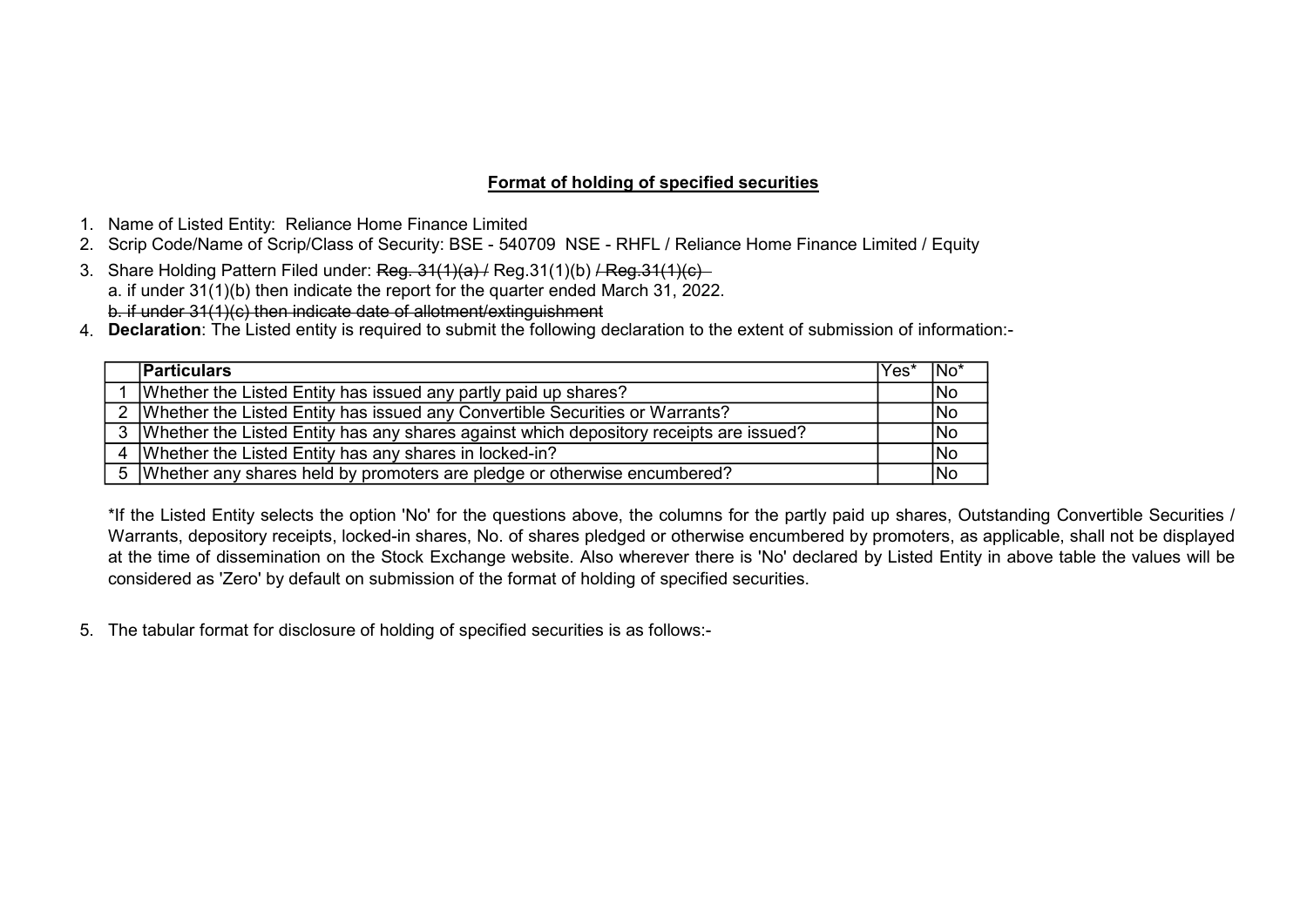## Format of holding of specified securities

1. Name of Listed Entity: Reliance Home Finance Limited
2. Scrip Code/Name of Scrip/Class of Security: BSE - 540709 NSE - RHFL / Reliance Home Finance Limited / Equity
3. Share Holding Pattern Filed under: ~~Reg. 31(1)(a) /~~ Reg.31(1)(b) ~~/ Reg.31(1)(c)~~
   a. if under 31(1)(b) then indicate the report for the quarter ended March 31, 2022.
   ~~b. if under 31(1)(c) then indicate date of allotment/extinguishment~~
4. **Declaration**: The Listed entity is required to submit the following declaration to the extent of submission of information:-

| | Particulars | Yes* | No* |
|---|---|---|---|
| 1 | Whether the Listed Entity has issued any partly paid up shares? | | No |
| 2 | Whether the Listed Entity has issued any Convertible Securities or Warrants? | | No |
| 3 | Whether the Listed Entity has any shares against which depository receipts are issued? | | No |
| 4 | Whether the Listed Entity has any shares in locked-in? | | No |
| 5 | Whether any shares held by promoters are pledge or otherwise encumbered? | | No |

*If the Listed Entity selects the option 'No' for the questions above, the columns for the partly paid up shares, Outstanding Convertible Securities / Warrants, depository receipts, locked-in shares, No. of shares pledged or otherwise encumbered by promoters, as applicable, shall not be displayed at the time of dissemination on the Stock Exchange website. Also wherever there is 'No' declared by Listed Entity in above table the values will be considered as 'Zero' by default on submission of the format of holding of specified securities.

5. The tabular format for disclosure of holding of specified securities is as follows:-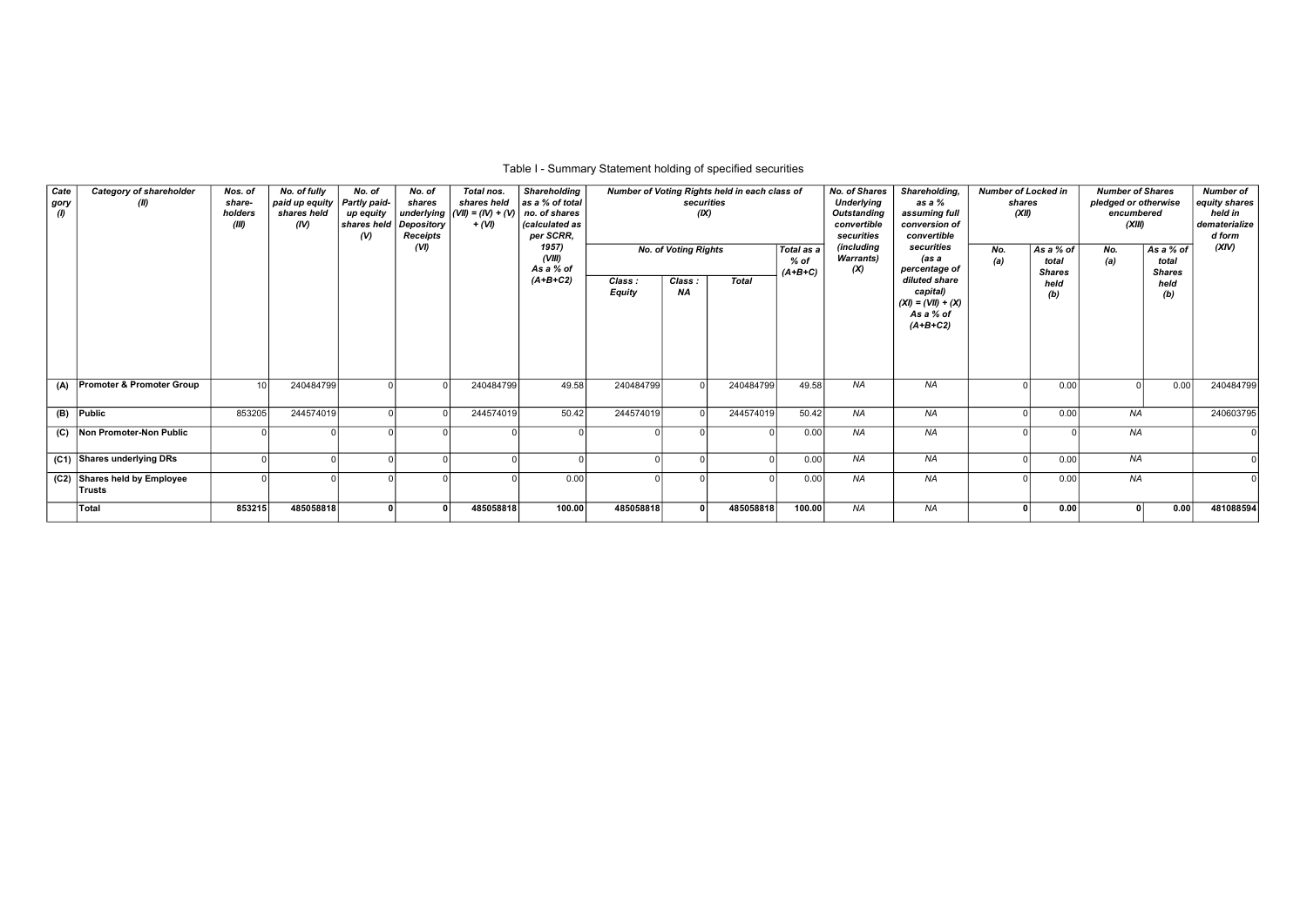Table I - Summary Statement holding of specified securities

| Category (I) | Category of shareholder (II) | Nos. of share-holders (III) | No. of fully paid up equity shares held (IV) | No. of Partly paid-up equity shares held (V) | No. of shares underlying Depository Receipts (VI) | Total nos. shares held (VII) = (IV) + (V) + (VI) | Shareholding as a % of total no. of shares (calculated as per SCRR, 1957) (VIII) As a % of (A+B+C2) | Number of Voting Rights held in each class of securities (IX) | | | | No. of Shares Underlying Outstanding convertible securities (including Warrants) (X) | Shareholding, as a % assuming full conversion of convertible securities (as a percentage of diluted share capital) (XI) = (VII) + (X) As a % of (A+B+C2) | Number of Locked in shares (XII) | | Number of Shares pledged or otherwise encumbered (XIII) | | Number of equity shares held in dematerialized form (XIV) |
|---|---|---|---|---|---|---|---|---|---|---|---|---|---|---|---|---|---|---|
| | | | | | | | | No. of Voting Rights | | | Total as a % of (A+B+C) | | | No. (a) | As a % of total Shares held (b) | No. (a) | As a % of total Shares held (b) | |
| | | | | | | | | Class : Equity | Class : NA | Total | | | | | | | | |
| (A) | Promoter & Promoter Group | 10 | 240484799 | 0 | 0 | 240484799 | 49.58 | 240484799 | 0 | 240484799 | 49.58 | NA | NA | 0 | 0.00 | 0 | 0.00 | 240484799 |
| (B) | Public | 853205 | 244574019 | 0 | 0 | 244574019 | 50.42 | 244574019 | 0 | 244574019 | 50.42 | NA | NA | 0 | 0.00 | NA | | 240603795 |
| (C) | Non Promoter-Non Public | 0 | 0 | 0 | 0 | 0 | 0 | 0 | 0 | 0 | 0.00 | NA | NA | 0 | 0 | NA | | 0 |
| (C1) | Shares underlying DRs | 0 | 0 | 0 | 0 | 0 | 0 | 0 | 0 | 0 | 0.00 | NA | NA | 0 | 0.00 | NA | | 0 |
| (C2) | Shares held by Employee Trusts | 0 | 0 | 0 | 0 | 0 | 0.00 | 0 | 0 | 0 | 0.00 | NA | NA | 0 | 0.00 | NA | | 0 |
| | **Total** | **853215** | **485058818** | **0** | **0** | **485058818** | **100.00** | **485058818** | **0** | **485058818** | **100.00** | NA | NA | **0** | **0.00** | **0** | **0.00** | **481088594** |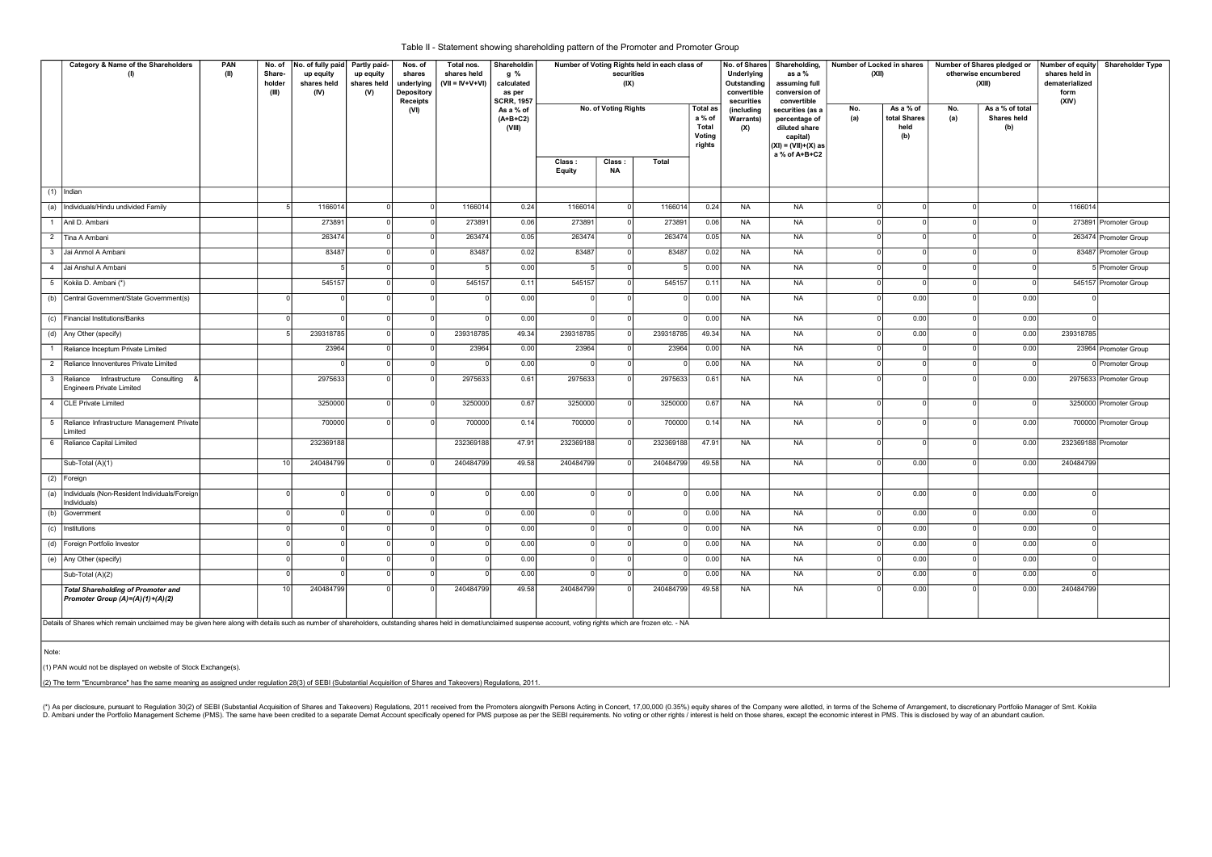Table II - Statement showing shareholding pattern of the Promoter and Promoter Group

| | Category & Name of the Shareholders (I) | PAN (II) | No. of Share-holder (III) | No. of fully paid up equity shares held (IV) | Partly paid-up equity shares held (V) | Nos. of shares underlying Depository Receipts (VI) | Total nos. shares held (VII = IV+V+VI) | Shareholding % calculated as per SCRR, 1957 As a % of (A+B+C2) (VIII) | Number of Voting Rights held in each class of securities (IX) | | | | No. of Shares Underlying Outstanding convertible securities (including Warrants) (X) | Shareholding, as a % assuming full conversion of convertible securities (as a percentage of diluted share capital) (XI) = (VII)+(X) as a % of A+B+C2 | Number of Locked in shares (XII) | | Number of Shares pledged or otherwise encumbered (XIII) | | Number of equity shares held in dematerialized form (XIV) | Shareholder Type |
|---|---|---|---|---|---|---|---|---|---|---|---|---|---|---|---|---|---|---|---|---|
| | | | | | | | | | No. of Voting Rights | | | Total as a % of Total Voting rights | | | No. (a) | As a % of total Shares held (b) | No. (a) | As a % of total Shares held (b) | | |
| | | | | | | | | | Class : Equity | Class : NA | Total | | | | | | | | | |
| (1) | Indian | | | | | | | | | | | | | | | | | | | |
| (a) | Individuals/Hindu undivided Family | | 5 | 1166014 | 0 | 0 | 1166014 | 0.24 | 1166014 | 0 | 1166014 | 0.24 | NA | NA | 0 | 0 | 0 | 0 | 1166014 | |
| 1 | Anil D. Ambani | | | 273891 | 0 | 0 | 273891 | 0.06 | 273891 | 0 | 273891 | 0.06 | NA | NA | 0 | 0 | 0 | 0 | 273891 | Promoter Group |
| 2 | Tina A Ambani | | | 263474 | 0 | 0 | 263474 | 0.05 | 263474 | 0 | 263474 | 0.05 | NA | NA | 0 | 0 | 0 | 0 | 263474 | Promoter Group |
| 3 | Jai Anmol A Ambani | | | 83487 | 0 | 0 | 83487 | 0.02 | 83487 | 0 | 83487 | 0.02 | NA | NA | 0 | 0 | 0 | 0 | 83487 | Promoter Group |
| 4 | Jai Anshul A Ambani | | | 5 | 0 | 0 | 5 | 0.00 | 5 | 0 | 5 | 0.00 | NA | NA | 0 | 0 | 0 | 0 | 5 | Promoter Group |
| 5 | Kokila D. Ambani (*) | | | 545157 | 0 | 0 | 545157 | 0.11 | 545157 | 0 | 545157 | 0.11 | NA | NA | 0 | 0 | 0 | 0 | 545157 | Promoter Group |
| (b) | Central Government/State Government(s) | | 0 | 0 | 0 | 0 | 0 | 0.00 | 0 | 0 | 0 | 0.00 | NA | NA | 0 | 0.00 | 0 | 0.00 | 0 | |
| (c) | Financial Institutions/Banks | | 0 | 0 | 0 | 0 | 0 | 0.00 | 0 | 0 | 0 | 0.00 | NA | NA | 0 | 0.00 | 0 | 0.00 | 0 | |
| (d) | Any Other (specify) | | 5 | 239318785 | 0 | 0 | 239318785 | 49.34 | 239318785 | 0 | 239318785 | 49.34 | NA | NA | 0 | 0.00 | 0 | 0.00 | 239318785 | |
| 1 | Reliance Inceptum Private Limited | | | 23964 | 0 | 0 | 23964 | 0.00 | 23964 | 0 | 23964 | 0.00 | NA | NA | 0 | 0 | 0 | 0.00 | 23964 | Promoter Group |
| 2 | Reliance Innoventures Private Limited | | | 0 | 0 | 0 | 0 | 0.00 | 0 | 0 | 0 | 0.00 | NA | NA | 0 | 0 | 0 | 0 | 0 | Promoter Group |
| 3 | Reliance Infrastructure Consulting & Engineers Private Limited | | | 2975633 | 0 | 0 | 2975633 | 0.61 | 2975633 | 0 | 2975633 | 0.61 | NA | NA | 0 | 0 | 0 | 0.00 | 2975633 | Promoter Group |
| 4 | CLE Private Limited | | | 3250000 | 0 | 0 | 3250000 | 0.67 | 3250000 | 0 | 3250000 | 0.67 | NA | NA | 0 | 0 | 0 | 0 | 3250000 | Promoter Group |
| 5 | Reliance Infrastructure Management Private Limited | | | 700000 | 0 | 0 | 700000 | 0.14 | 700000 | 0 | 700000 | 0.14 | NA | NA | 0 | 0 | 0 | 0.00 | 700000 | Promoter Group |
| 6 | Reliance Capital Limited | | | 232369188 | | | 232369188 | 47.91 | 232369188 | 0 | 232369188 | 47.91 | NA | NA | 0 | 0 | 0 | 0.00 | 232369188 | Promoter |
| | Sub-Total (A)(1) | | 10 | 240484799 | 0 | 0 | 240484799 | 49.58 | 240484799 | 0 | 240484799 | 49.58 | NA | NA | 0 | 0.00 | 0 | 0.00 | 240484799 | |
| (2) | Foreign | | | | | | | | | | | | | | | | | | | |
| (a) | Individuals (Non-Resident Individuals/Foreign Individuals) | | 0 | 0 | 0 | 0 | 0 | 0.00 | 0 | 0 | 0 | 0.00 | NA | NA | 0 | 0.00 | 0 | 0.00 | 0 | |
| (b) | Government | | 0 | 0 | 0 | 0 | 0 | 0.00 | 0 | 0 | 0 | 0.00 | NA | NA | 0 | 0.00 | 0 | 0.00 | 0 | |
| (c) | Institutions | | 0 | 0 | 0 | 0 | 0 | 0.00 | 0 | 0 | 0 | 0.00 | NA | NA | 0 | 0.00 | 0 | 0.00 | 0 | |
| (d) | Foreign Portfolio Investor | | 0 | 0 | 0 | 0 | 0 | 0.00 | 0 | 0 | 0 | 0.00 | NA | NA | 0 | 0.00 | 0 | 0.00 | 0 | |
| (e) | Any Other (specify) | | 0 | 0 | 0 | 0 | 0 | 0.00 | 0 | 0 | 0 | 0.00 | NA | NA | 0 | 0.00 | 0 | 0.00 | 0 | |
| | Sub-Total (A)(2) | | 0 | 0 | 0 | 0 | 0 | 0.00 | 0 | 0 | 0 | 0.00 | NA | NA | 0 | 0.00 | 0 | 0.00 | 0 | |
| | ***Total Shareholding of Promoter and Promoter Group (A)=(A)(1)+(A)(2)*** | | 10 | 240484799 | 0 | 0 | 240484799 | 49.58 | 240484799 | 0 | 240484799 | 49.58 | NA | NA | 0 | 0.00 | 0 | 0.00 | 240484799 | |

Details of Shares which remain unclaimed may be given here along with details such as number of shareholders, outstanding shares held in demat/unclaimed suspense account, voting rights which are frozen etc. - NA

Note:

(1) PAN would not be displayed on website of Stock Exchange(s).

(2) The term "Encumbrance" has the same meaning as assigned under regulation 28(3) of SEBI (Substantial Acquisition of Shares and Takeovers) Regulations, 2011.

(*) As per disclosure, pursuant to Regulation 30(2) of SEBI (Substantial Acquisition of Shares and Takeovers) Regulations, 2011 received from the Promoters alongwith Persons Acting in Concert, 17,00,000 (0.35%) equity shares of the Company were allotted, in terms of the Scheme of Arrangement, to discretionary Portfolio Manager of Smt. Kokila D. Ambani under the Portfolio Management Scheme (PMS). The same have been credited to a separate Demat Account specifically opened for PMS purpose as per the SEBI requirements. No voting or other rights / interest is held on those shares, except the economic interest in PMS. This is disclosed by way of an abundant caution.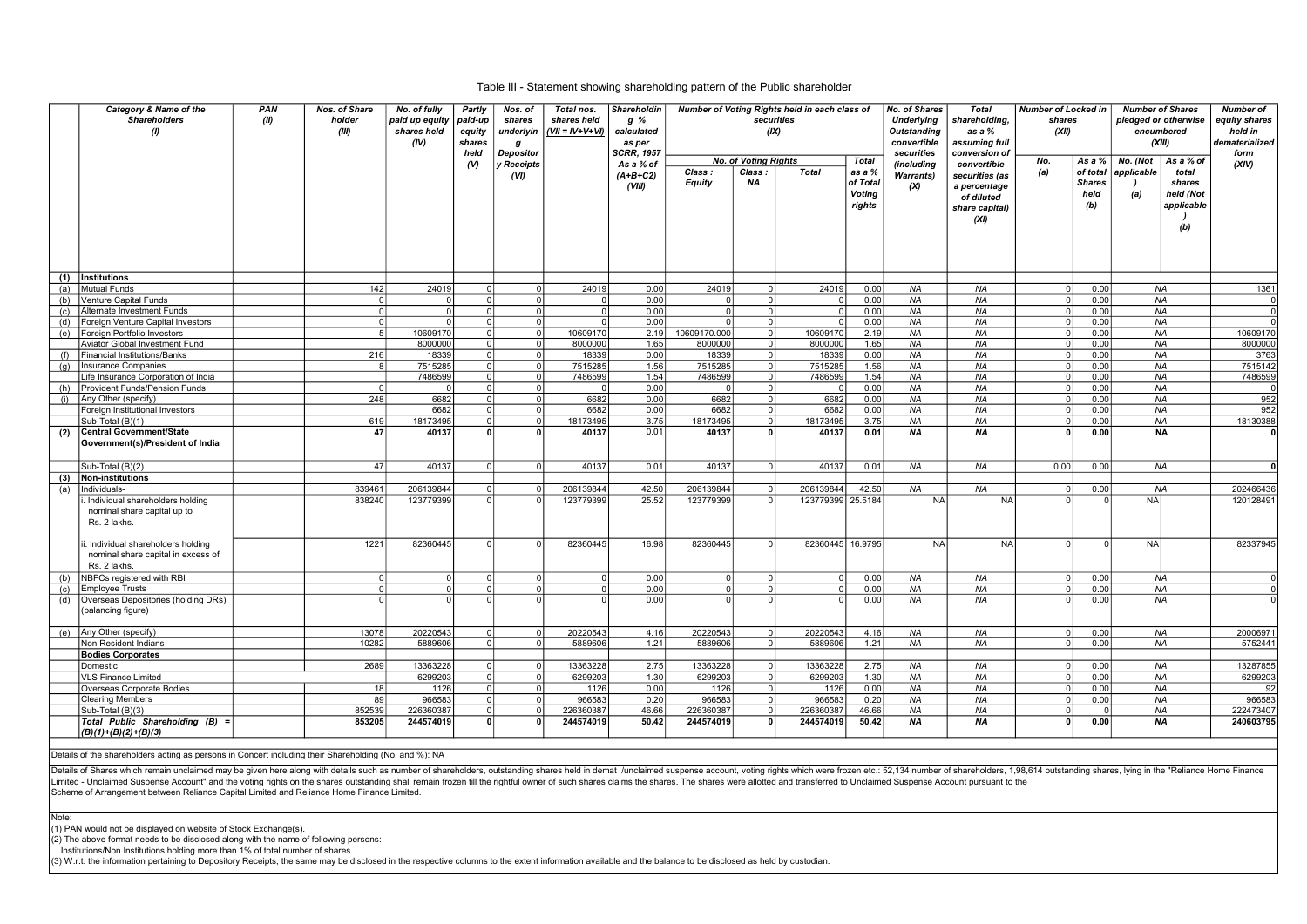Table III - Statement showing shareholding pattern of the Public shareholder

| | Category & Name of the Shareholders (I) | PAN (II) | Nos. of Share holder (III) | No. of fully paid up equity shares held (IV) | Partly paid-up equity shares held (V) | Nos. of shares underlying Depository Receipts (VI) | Total nos. shares held (VII = IV+V+VI) | Shareholding % calculated as per SCRR, 1957 As a % of (A+B+C2) (VIII) | Number of Voting Rights held in each class of securities (IX) | | | | No. of Shares Underlying Outstanding convertible securities (including Warrants) (X) | Total shareholding, as a % assuming full conversion of convertible securities (as a percentage of diluted share capital) (XI) | Number of Locked in shares (XII) | | Number of Shares pledged or otherwise encumbered (XIII) | | Number of equity shares held in dematerialized form (XIV) |
|---|---|---|---|---|---|---|---|---|---|---|---|---|---|---|---|---|---|---|---|
| | | | | | | | | | No. of Voting Rights | | | Total as a % of Total Voting rights | | | No. (a) | As a % of total Shares held (b) | No. (Not applicable) (a) | As a % of total shares held (Not applicable) (b) | |
| | | | | | | | | | Class : Equity | Class : NA | Total | | | | | | | | |
| (1) | Institutions | | | | | | | | | | | | | | | | | | |
| (a) | Mutual Funds | | 142 | 24019 | 0 | 0 | 24019 | 0.00 | 24019 | 0 | 24019 | 0.00 | NA | NA | 0 | 0.00 | NA | | 1361 |
| (b) | Venture Capital Funds | | 0 | 0 | 0 | 0 | 0 | 0.00 | 0 | 0 | 0 | 0.00 | NA | NA | 0 | 0.00 | NA | | 0 |
| (c) | Alternate Investment Funds | | 0 | 0 | 0 | 0 | 0 | 0.00 | 0 | 0 | 0 | 0.00 | NA | NA | 0 | 0.00 | NA | | 0 |
| (d) | Foreign Venture Capital Investors | | 0 | 0 | 0 | 0 | 0 | 0.00 | 0 | 0 | 0 | 0.00 | NA | NA | 0 | 0.00 | NA | | 0 |
| (e) | Foreign Portfolio Investors | | 5 | 10609170 | 0 | 0 | 10609170 | 2.19 | 10609170.000 | 0 | 10609170 | 2.19 | NA | NA | 0 | 0.00 | NA | | 10609170 |
| | Aviator Global Investment Fund | | | 8000000 | 0 | 0 | 8000000 | 1.65 | 8000000 | 0 | 8000000 | 1.65 | NA | NA | 0 | 0.00 | NA | | 8000000 |
| (f) | Financial Institutions/Banks | | 216 | 18339 | 0 | 0 | 18339 | 0.00 | 18339 | 0 | 18339 | 0.00 | NA | NA | 0 | 0.00 | NA | | 3763 |
| (g) | Insurance Companies | | 8 | 7515285 | 0 | 0 | 7515285 | 1.56 | 7515285 | 0 | 7515285 | 1.56 | NA | NA | 0 | 0.00 | NA | | 7515142 |
| | Life Insurance Corporation of India | | | 7486599 | 0 | 0 | 7486599 | 1.54 | 7486599 | 0 | 7486599 | 1.54 | NA | NA | 0 | 0.00 | NA | | 7486599 |
| (h) | Provident Funds/Pension Funds | | 0 | 0 | 0 | 0 | 0 | 0.00 | 0 | 0 | 0 | 0.00 | NA | NA | 0 | 0.00 | NA | | 0 |
| (i) | Any Other (specify) | | 248 | 6682 | 0 | 0 | 6682 | 0.00 | 6682 | 0 | 6682 | 0.00 | NA | NA | 0 | 0.00 | NA | | 952 |
| | Foreign Institutional Investors | | | 6682 | 0 | 0 | 6682 | 0.00 | 6682 | 0 | 6682 | 0.00 | NA | NA | 0 | 0.00 | NA | | 952 |
| | Sub-Total (B)(1) | | 619 | 18173495 | 0 | 0 | 18173495 | 3.75 | 18173495 | 0 | 18173495 | 3.75 | NA | NA | 0 | 0.00 | NA | | 18130388 |
| (2) | **Central Government/State Government(s)/President of India** | | **47** | **40137** | **0** | **0** | **40137** | 0.01 | **40137** | **0** | **40137** | **0.01** | **NA** | **NA** | **0** | **0.00** | **NA** | | **0** |
| | Sub-Total (B)(2) | | 47 | 40137 | 0 | 0 | 40137 | 0.01 | 40137 | 0 | 40137 | 0.01 | NA | NA | 0.00 | 0.00 | NA | | **0** |
| (3) | **Non-institutions** | | | | | | | | | | | | | | | | | | |
| (a) | Individuals- | | 839461 | 206139844 | 0 | 0 | 206139844 | 42.50 | 206139844 | 0 | 206139844 | 42.50 | NA | NA | 0 | 0.00 | NA | | 202466436 |
| | i. Individual shareholders holding nominal share capital up to Rs. 2 lakhs. | | 838240 | 123779399 | 0 | 0 | 123779399 | 25.52 | 123779399 | 0 | 123779399 | 25.5184 | NA | NA | 0 | 0 | NA | | 120128491 |
| | ii. Individual shareholders holding nominal share capital in excess of Rs. 2 lakhs. | | 1221 | 82360445 | 0 | 0 | 82360445 | 16.98 | 82360445 | 0 | 82360445 | 16.9795 | NA | NA | 0 | 0 | NA | | 82337945 |
| (b) | NBFCs registered with RBI | | 0 | 0 | 0 | 0 | 0 | 0.00 | 0 | 0 | 0 | 0.00 | NA | NA | 0 | 0.00 | NA | | 0 |
| (c) | Employee Trusts | | 0 | 0 | 0 | 0 | 0 | 0.00 | 0 | 0 | 0 | 0.00 | NA | NA | 0 | 0.00 | NA | | 0 |
| (d) | Overseas Depositories (holding DRs) (balancing figure) | | 0 | 0 | 0 | 0 | 0 | 0.00 | 0 | 0 | 0 | 0.00 | NA | NA | 0 | 0.00 | NA | | 0 |
| (e) | Any Other (specify) | | 13078 | 20220543 | 0 | 0 | 20220543 | 4.16 | 20220543 | 0 | 20220543 | 4.16 | NA | NA | 0 | 0.00 | NA | | 20006971 |
| | Non Resident Indians | | 10282 | 5889606 | 0 | 0 | 5889606 | 1.21 | 5889606 | 0 | 5889606 | 1.21 | NA | NA | 0 | 0.00 | NA | | 5752441 |
| | **Bodies Corporates** | | | | | | | | | | | | | | | | | | |
| | Domestic | | 2689 | 13363228 | 0 | 0 | 13363228 | 2.75 | 13363228 | 0 | 13363228 | 2.75 | NA | NA | 0 | 0.00 | NA | | 13287855 |
| | VLS Finance Limited | | | 6299203 | 0 | 0 | 6299203 | 1.30 | 6299203 | 0 | 6299203 | 1.30 | NA | NA | 0 | 0.00 | NA | | 6299203 |
| | Overseas Corporate Bodies | | 18 | 1126 | 0 | 0 | 1126 | 0.00 | 1126 | 0 | 1126 | 0.00 | NA | NA | 0 | 0.00 | NA | | 92 |
| | Clearing Members | | 89 | 966583 | 0 | 0 | 966583 | 0.20 | 966583 | 0 | 966583 | 0.20 | NA | NA | 0 | 0.00 | NA | | 966583 |
| | Sub-Total (B)(3) | | 852539 | 226360387 | 0 | 0 | 226360387 | 46.66 | 226360387 | 0 | 226360387 | 46.66 | NA | NA | 0 | 0 | NA | | 222473407 |
| | ***Total Public Shareholding (B) = (B)(1)+(B)(2)+(B)(3)*** | | **853205** | **244574019** | **0** | **0** | **244574019** | **50.42** | **244574019** | **0** | **244574019** | **50.42** | **NA** | **NA** | **0** | **0.00** | **NA** | | **240603795** |

Details of the shareholders acting as persons in Concert including their Shareholding (No. and %): NA

Details of Shares which remain unclaimed may be given here along with details such as number of shareholders, outstanding shares held in demat /unclaimed suspense account, voting rights which were frozen etc.: 52,134 number of shareholders, 1,98,614 outstanding shares, lying in the "Reliance Home Finance Limited - Unclaimed Suspense Account" and the voting rights on the shares outstanding shall remain frozen till the rightful owner of such shares claims the shares. The shares were allotted and transferred to Unclaimed Suspense Account pursuant to the Scheme of Arrangement between Reliance Capital Limited and Reliance Home Finance Limited.

Note:
(1) PAN would not be displayed on website of Stock Exchange(s).
(2) The above format needs to be disclosed along with the name of following persons:
Institutions/Non Institutions holding more than 1% of total number of shares.
(3) W.r.t. the information pertaining to Depository Receipts, the same may be disclosed in the respective columns to the extent information available and the balance to be disclosed as held by custodian.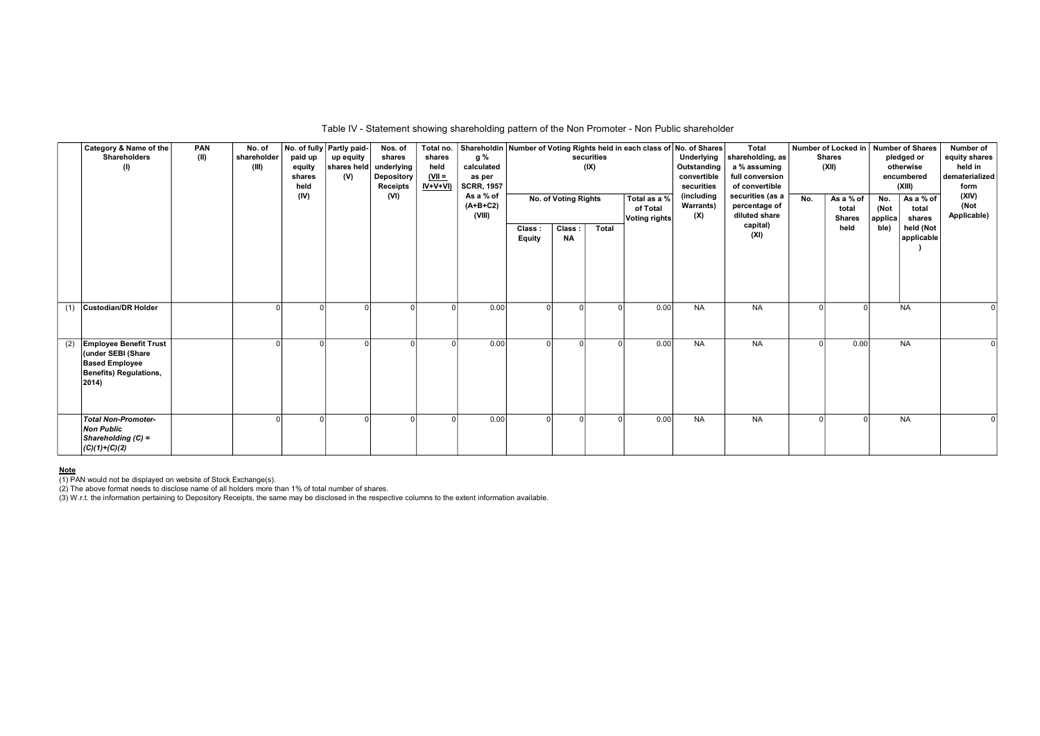Table IV - Statement showing shareholding pattern of the Non Promoter - Non Public shareholder

| | Category & Name of the Shareholders (I) | PAN (II) | No. of shareholder (III) | No. of fully paid up equity shares held (IV) | Partly paid-up equity shares held (V) | Nos. of shares underlying Depository Receipts (VI) | Total no. shares held (VII = IV+V+VI) | Shareholding % calculated as per SCRR, 1957 As a % of (A+B+C2) (VIII) | Number of Voting Rights held in each class of securities (IX) | | | | No. of Shares Underlying Outstanding convertible securities (including Warrants) (X) | Total shareholding, as a % assuming full conversion of convertible securities (as a percentage of diluted share capital) (XI) | Number of Locked in Shares (XII) | | Number of Shares pledged or otherwise encumbered (XIII) | | Number of equity shares held in dematerialized form (XIV) (Not Applicable) |
|---|---|---|---|---|---|---|---|---|---|---|---|---|---|---|---|---|---|---|---|
| | | | | | | | | | No. of Voting Rights | | | Total as a % of Total Voting rights | | | No. | As a % of total Shares held | No. (Not applicable) | As a % of total shares held (Not applicable) | |
| | | | | | | | | | Class : Equity | Class : NA | Total | | | | | | | | |
| (1) | Custodian/DR Holder | | 0 | 0 | 0 | 0 | 0 | 0.00 | 0 | 0 | 0 | 0.00 | NA | NA | 0 | 0 | NA | | 0 |
| (2) | Employee Benefit Trust (under SEBI (Share Based Employee Benefits) Regulations, 2014) | | 0 | 0 | 0 | 0 | 0 | 0.00 | 0 | 0 | 0 | 0.00 | NA | NA | 0 | 0.00 | NA | | 0 |
| | ***Total Non-Promoter-Non Public Shareholding (C) = (C)(1)+(C)(2)*** | | 0 | 0 | 0 | 0 | 0 | 0.00 | 0 | 0 | 0 | 0.00 | NA | NA | 0 | 0 | NA | | 0 |

**Note**

(1) PAN would not be displayed on website of Stock Exchange(s).

(2) The above format needs to disclose name of all holders more than 1% of total number of shares.

(3) W.r.t. the information pertaining to Depository Receipts, the same may be disclosed in the respective columns to the extent information available.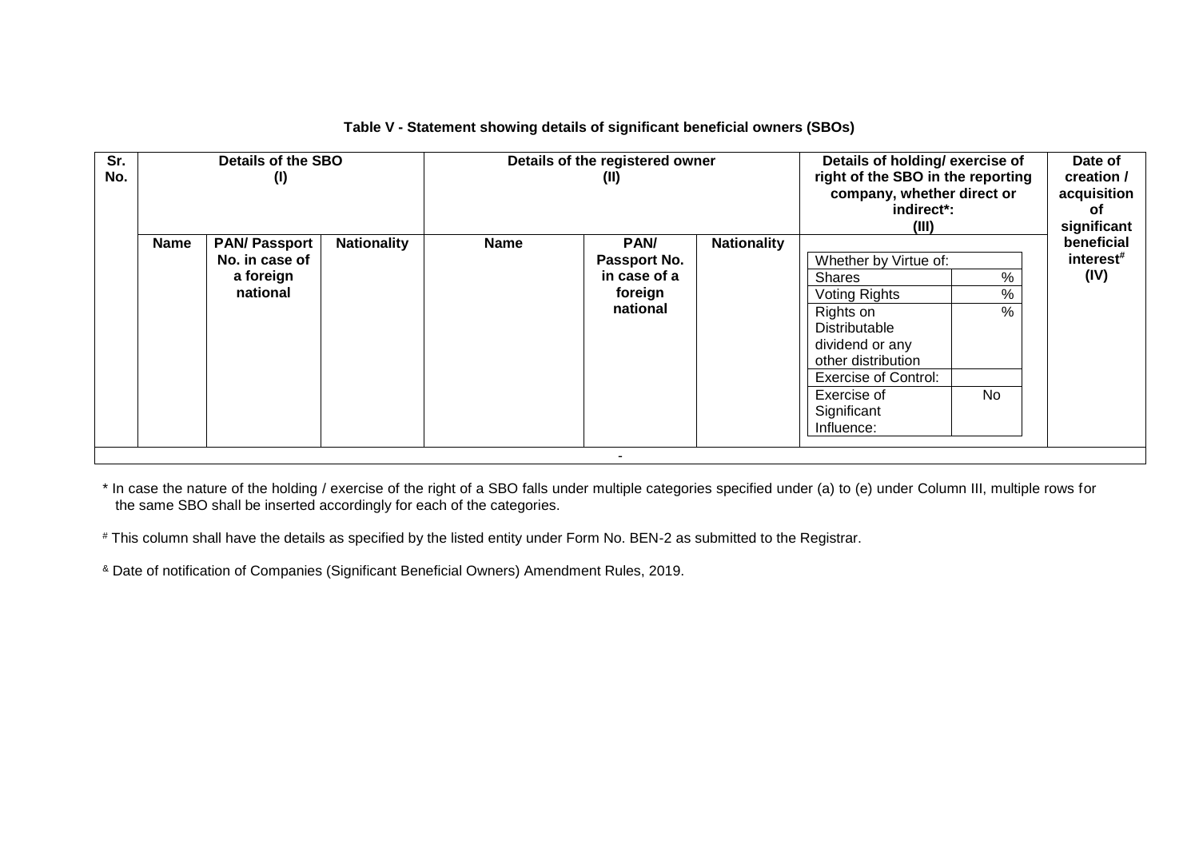**Table V - Statement showing details of significant beneficial owners (SBOs)**

| Sr. No. | Details of the SBO (I) | | | Details of the registered owner (II) | | | Details of holding/ exercise of right of the SBO in the reporting company, whether direct or indirect*: (III) | | Date of creation / acquisition of significant beneficial interest[#] (IV) |
|---|---|---|---|---|---|---|---|---|---|
| | Name | PAN/ Passport No. in case of a foreign national | Nationality | Name | PAN/ Passport No. in case of a foreign national | Nationality | Whether by Virtue of: | | |
| | | | | | | | Shares | % | |
| | | | | | | | Voting Rights | % | |
| | | | | | | | Rights on Distributable dividend or any other distribution | % | |
| | | | | | | | Exercise of Control: | | |
| | | | | | | | Exercise of Significant Influence: | No | |
| - | | | | | | | | | |

\* In case the nature of the holding / exercise of the right of a SBO falls under multiple categories specified under (a) to (e) under Column III, multiple rows for the same SBO shall be inserted accordingly for each of the categories.

[#] This column shall have the details as specified by the listed entity under Form No. BEN-2 as submitted to the Registrar.

[&] Date of notification of Companies (Significant Beneficial Owners) Amendment Rules, 2019.